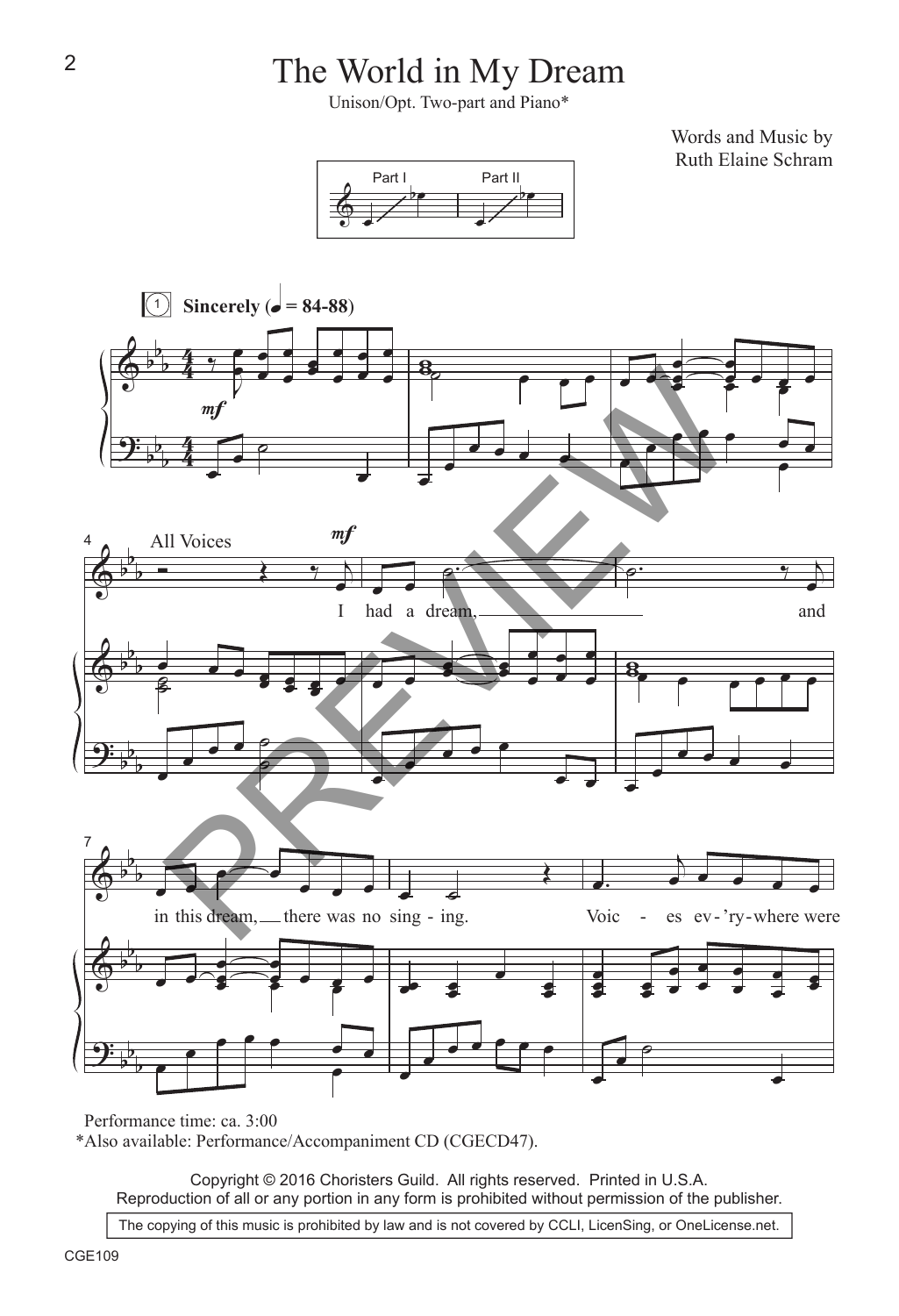# The World in My Dream

Unison/Opt. Two-part and Piano*

Words and Music by
Ruth Elaine Schram

Part I Part II

**Sincerely** (♩ = 84-88)

All Voices

I had a dream, and in this dream, there was no sing - ing. Voic - es ev - 'ry - where were

Performance time: ca. 3:00
*Also available: Performance/Accompaniment CD (CGECD47).

Copyright © 2016 Choristers Guild. All rights reserved. Printed in U.S.A.
Reproduction of all or any portion in any form is prohibited without permission of the publisher.

The copying of this music is prohibited by law and is not covered by CCLI, LicenSing, or OneLicense.net.

CGE109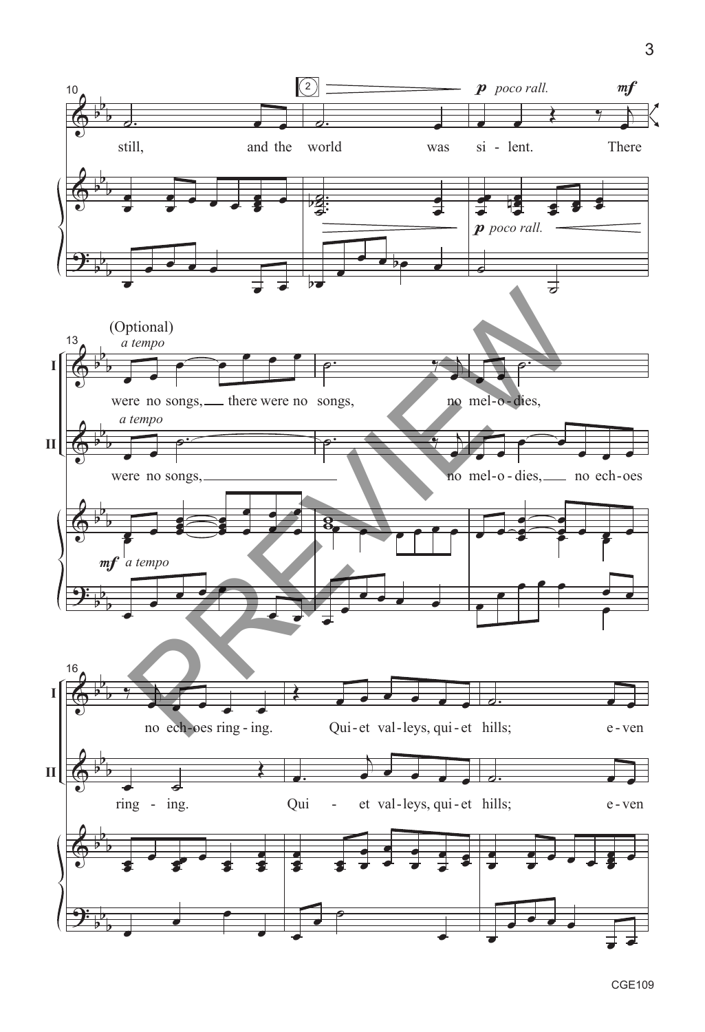10

2 *p poco rall.* *mf*

still, and the world was si - lent. There

*p poco rall.*

(Optional)

13 *a tempo*

I were no songs, there were no songs, no mel-o-dies,

*a tempo*

II were no songs, no mel-o-dies, no ech-oes

*mf a tempo*

16

I no ech-oes ring-ing. Qui-et val-leys, qui-et hills; e-ven

II ring - ing. Qui - et val-leys, qui-et hills; e-ven

CGE109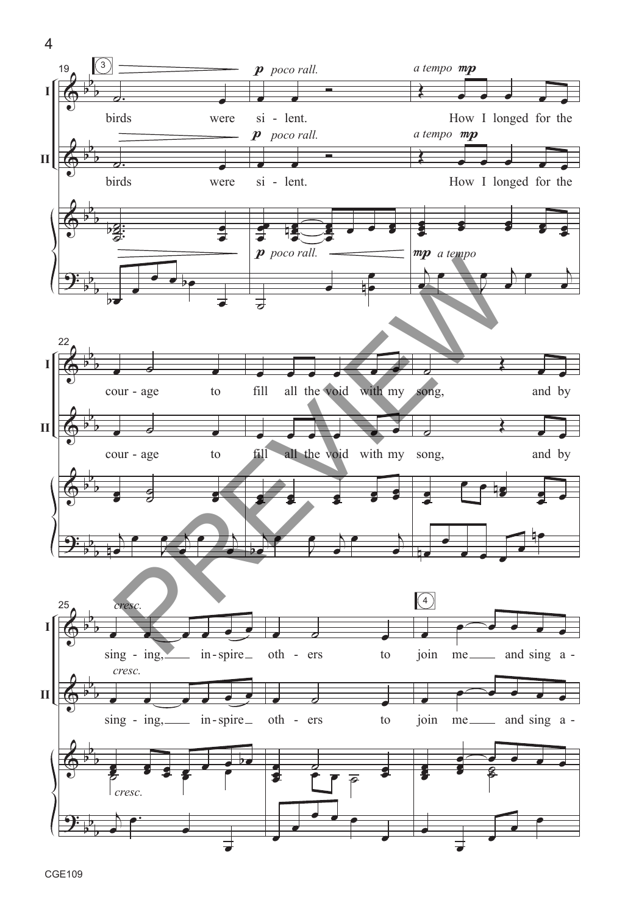birds were si - lent. How I longed for the

cour - age to fill all the void with my song, and by

sing - ing, in - spire oth - ers to join me and sing a -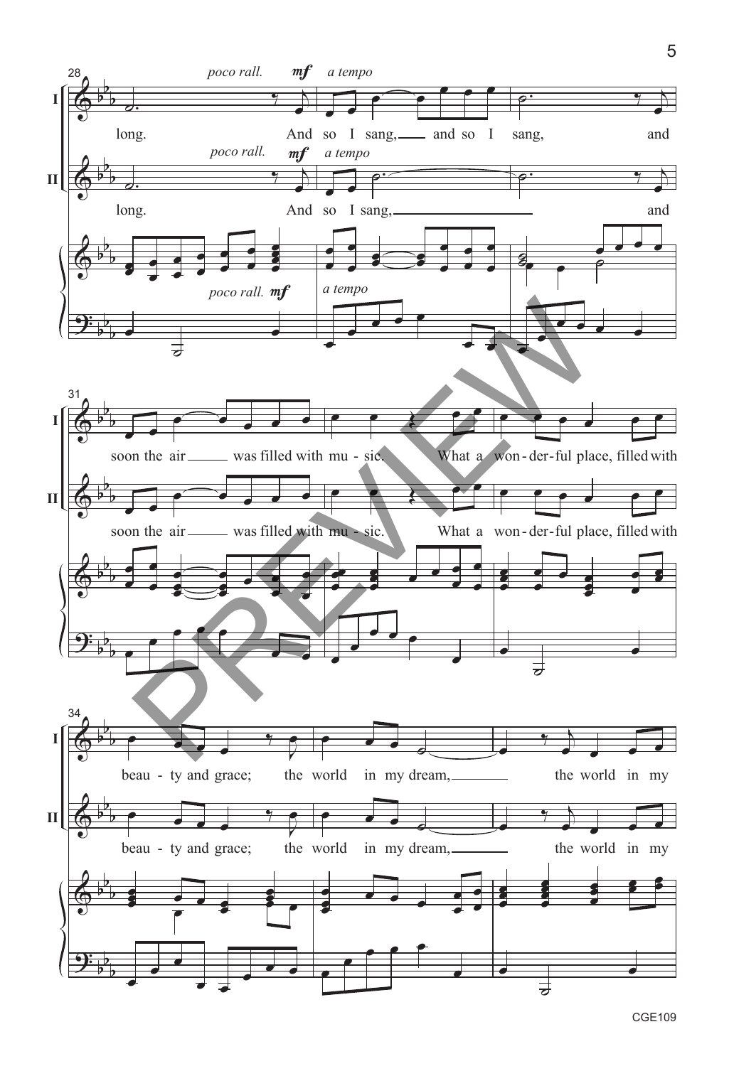28

poco rall. *mf* a tempo

I: long. And so I sang, and so I sang, and

II: long. And so I sang, and

31

I: soon the air was filled with mu - sic. What a won - der - ful place, filled with

II: soon the air was filled with mu - sic. What a won - der - ful place, filled with

34

I: beau - ty and grace; the world in my dream, the world in my

II: beau - ty and grace; the world in my dream, the world in my

PREVIEW

CGE109